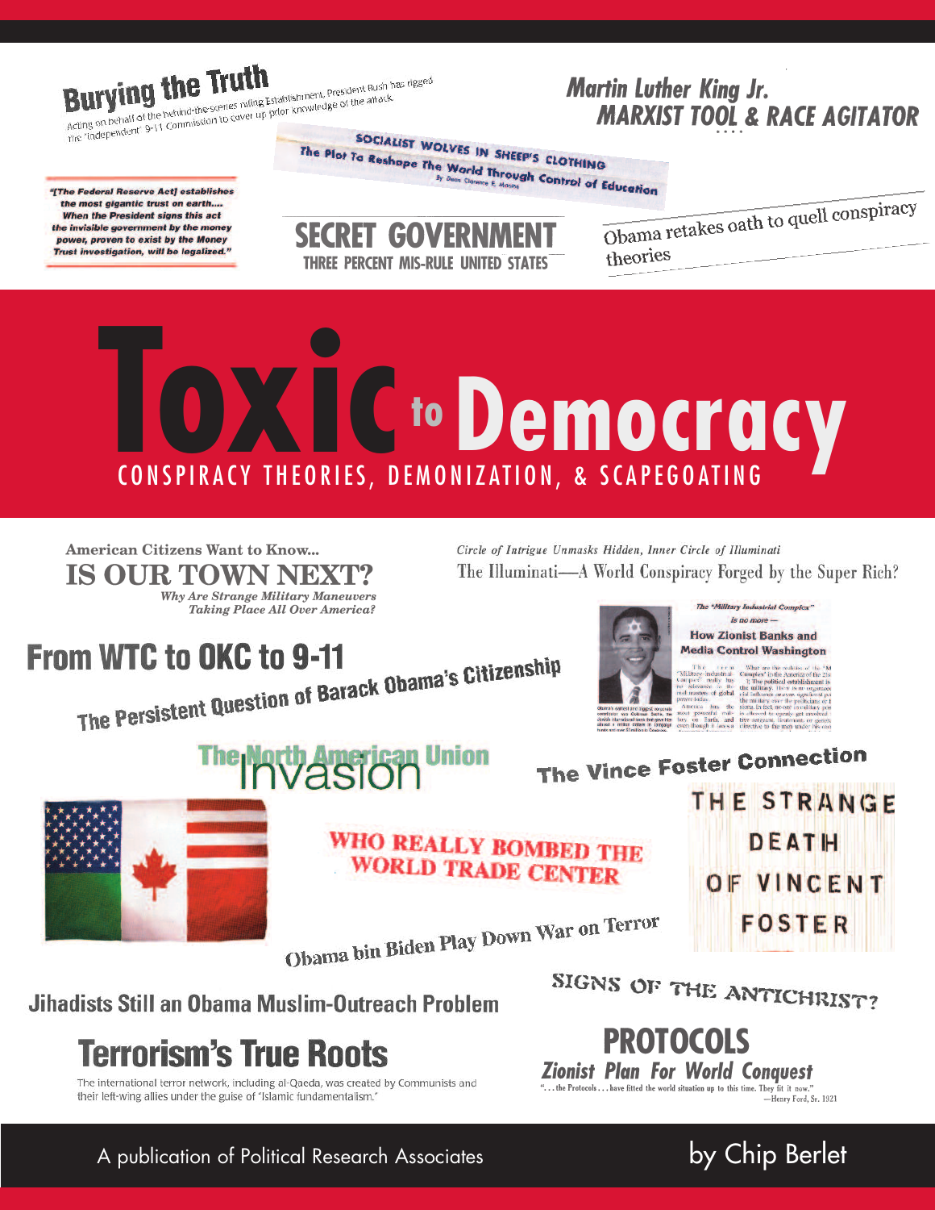Burying the Truth

Acting on behalf of the behind-the-scenes ruling Establishment, President Bush has rigged the "independent" 9-11 Commission to cover up prior knowledge of the attack

Martin Luther King Jr. MARXIST TOOL & RACE AGITATOR

SOCIALIST WOLVES IN SHEEP'S CLOTHING

The Plot To Reshape The World Through Control of Education

"[The Federal Reserve Act] establishes the most gigantic trust on earth.... When the President signs this act the invisible government by the money power, proven to exist by the Money Trust investigation, will be legalized."

SECRET GOVERNMENT

THREE PERCENT MIS-RULE UNITED STATES

Obama retakes oath to quell conspiracy theories

# Toxic to Democracy

## CONSPIRACY THEORIES, DEMONIZATION, & SCAPEGOATING

American Citizens Want to Know...

IS OUR TOWN NEXT?

*Why Are Strange Military Maneuvers Taking Place All Over America?*

*Circle of Intrigue Unmasks Hidden, Inner Circle of Illuminati*

The Illuminati—A World Conspiracy Forged by the Super Rich?

*The "Military Industrial Complex" is no more —*

How Zionist Banks and Media Control Washington

From WTC to OKC to 9-11

The Persistent Question of Barack Obama's Citizenship

The North American Union Invasion

The Vince Foster Connection

THE STRANGE DEATH OF VINCENT FOSTER

WHO REALLY BOMBED THE WORLD TRADE CENTER

Obama bin Biden Play Down War on Terror

Jihadists Still an Obama Muslim-Outreach Problem

SIGNS OF THE ANTICHRIST?

Terrorism's True Roots

The international terror network, including al-Qaeda, was created by Communists and their left-wing allies under the guise of "Islamic fundamentalism."

PROTOCOLS

*Zionist Plan For World Conquest*

"...the Protocols...have fitted the world situation up to this time. They fit it now."
—Henry Ford, Sr. 1921

A publication of Political Research Associates

by Chip Berlet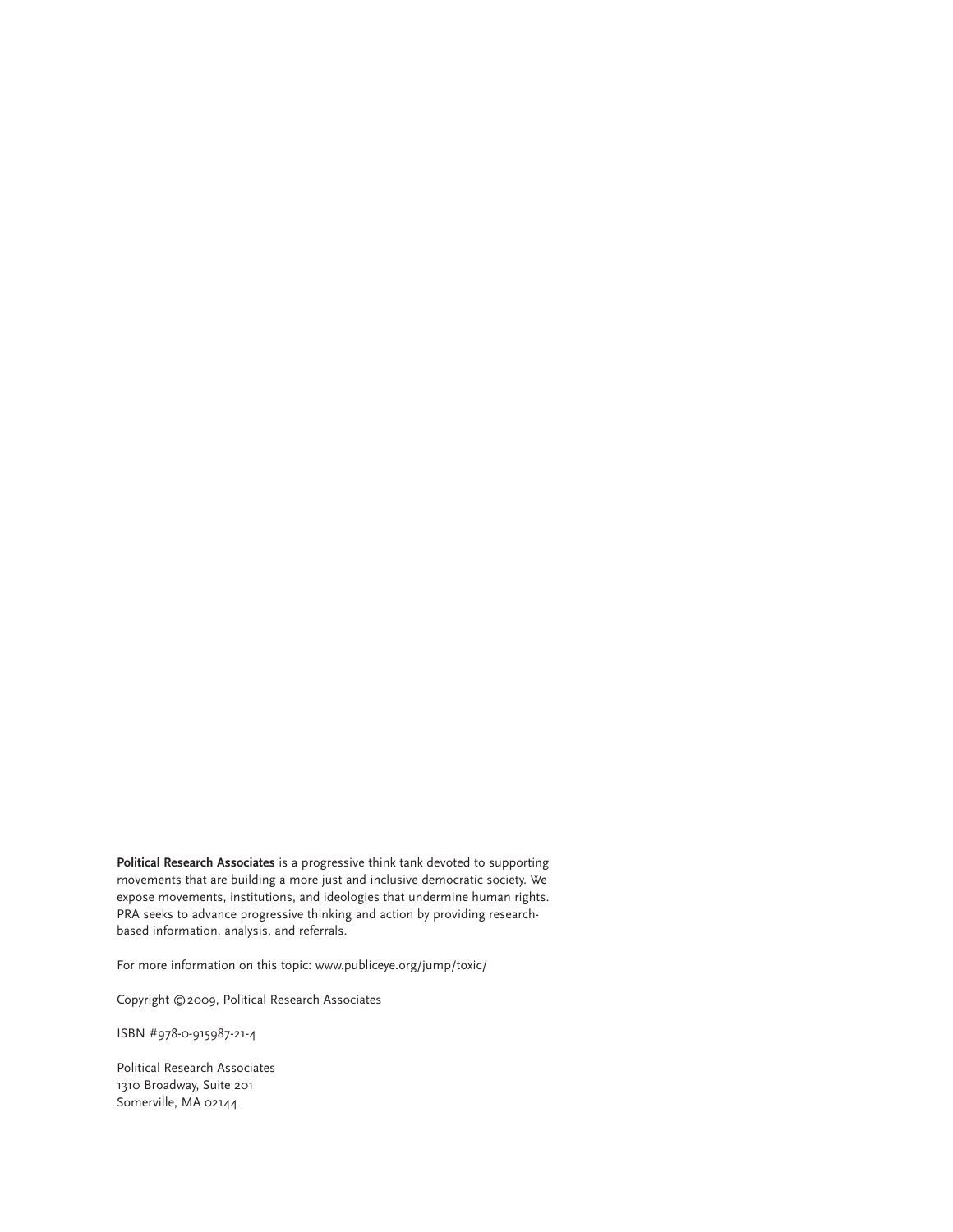**Political Research Associates** is a progressive think tank devoted to supporting movements that are building a more just and inclusive democratic society. We expose movements, institutions, and ideologies that undermine human rights. PRA seeks to advance progressive thinking and action by providing research-based information, analysis, and referrals.

For more information on this topic: www.publiceye.org/jump/toxic/

Copyright © 2009, Political Research Associates

ISBN #978-0-915987-21-4

Political Research Associates
1310 Broadway, Suite 201
Somerville, MA 02144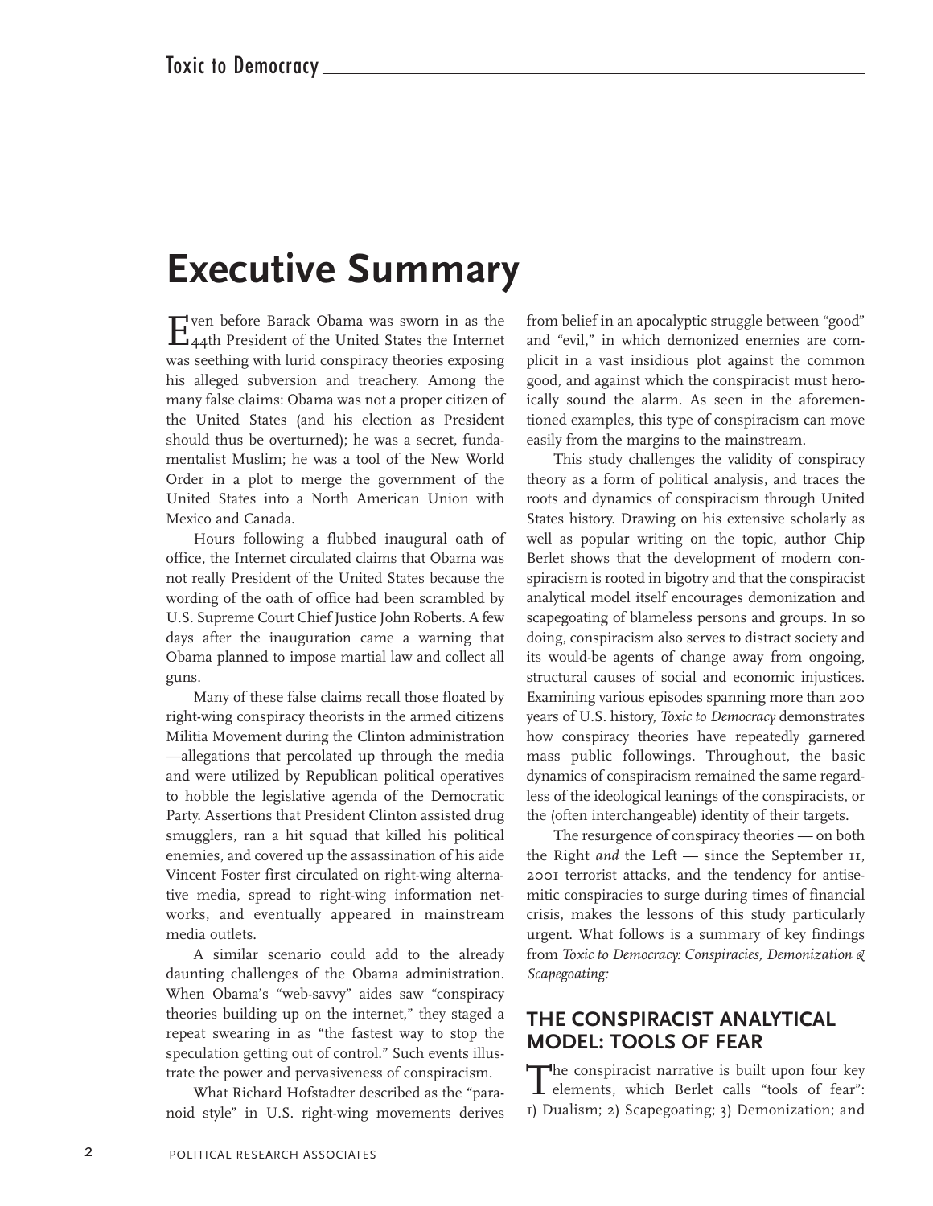# Executive Summary

Even before Barack Obama was sworn in as the 44th President of the United States the Internet was seething with lurid conspiracy theories exposing his alleged subversion and treachery. Among the many false claims: Obama was not a proper citizen of the United States (and his election as President should thus be overturned); he was a secret, fundamentalist Muslim; he was a tool of the New World Order in a plot to merge the government of the United States into a North American Union with Mexico and Canada.

Hours following a flubbed inaugural oath of office, the Internet circulated claims that Obama was not really President of the United States because the wording of the oath of office had been scrambled by U.S. Supreme Court Chief Justice John Roberts. A few days after the inauguration came a warning that Obama planned to impose martial law and collect all guns.

Many of these false claims recall those floated by right-wing conspiracy theorists in the armed citizens Militia Movement during the Clinton administration —allegations that percolated up through the media and were utilized by Republican political operatives to hobble the legislative agenda of the Democratic Party. Assertions that President Clinton assisted drug smugglers, ran a hit squad that killed his political enemies, and covered up the assassination of his aide Vincent Foster first circulated on right-wing alternative media, spread to right-wing information networks, and eventually appeared in mainstream media outlets.

A similar scenario could add to the already daunting challenges of the Obama administration. When Obama's "web-savvy" aides saw "conspiracy theories building up on the internet," they staged a repeat swearing in as "the fastest way to stop the speculation getting out of control." Such events illustrate the power and pervasiveness of conspiracism.

What Richard Hofstadter described as the "paranoid style" in U.S. right-wing movements derives from belief in an apocalyptic struggle between "good" and "evil," in which demonized enemies are complicit in a vast insidious plot against the common good, and against which the conspiracist must heroically sound the alarm. As seen in the aforementioned examples, this type of conspiracism can move easily from the margins to the mainstream.

This study challenges the validity of conspiracy theory as a form of political analysis, and traces the roots and dynamics of conspiracism through United States history. Drawing on his extensive scholarly as well as popular writing on the topic, author Chip Berlet shows that the development of modern conspiracism is rooted in bigotry and that the conspiracist analytical model itself encourages demonization and scapegoating of blameless persons and groups. In so doing, conspiracism also serves to distract society and its would-be agents of change away from ongoing, structural causes of social and economic injustices. Examining various episodes spanning more than 200 years of U.S. history, *Toxic to Democracy* demonstrates how conspiracy theories have repeatedly garnered mass public followings. Throughout, the basic dynamics of conspiracism remained the same regardless of the ideological leanings of the conspiracists, or the (often interchangeable) identity of their targets.

The resurgence of conspiracy theories — on both the Right *and* the Left — since the September 11, 2001 terrorist attacks, and the tendency for antisemitic conspiracies to surge during times of financial crisis, makes the lessons of this study particularly urgent. What follows is a summary of key findings from *Toxic to Democracy: Conspiracies, Demonization & Scapegoating:*

## THE CONSPIRACIST ANALYTICAL MODEL: TOOLS OF FEAR

The conspiracist narrative is built upon four key elements, which Berlet calls "tools of fear": 1) Dualism; 2) Scapegoating; 3) Demonization; and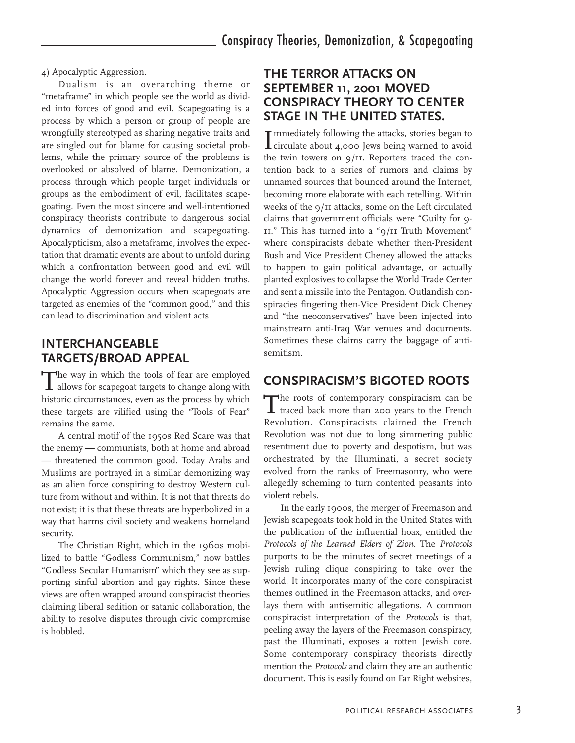4) Apocalyptic Aggression.

Dualism is an overarching theme or "metaframe" in which people see the world as divided into forces of good and evil. Scapegoating is a process by which a person or group of people are wrongfully stereotyped as sharing negative traits and are singled out for blame for causing societal problems, while the primary source of the problems is overlooked or absolved of blame. Demonization, a process through which people target individuals or groups as the embodiment of evil, facilitates scapegoating. Even the most sincere and well-intentioned conspiracy theorists contribute to dangerous social dynamics of demonization and scapegoating. Apocalypticism, also a metaframe, involves the expectation that dramatic events are about to unfold during which a confrontation between good and evil will change the world forever and reveal hidden truths. Apocalyptic Aggression occurs when scapegoats are targeted as enemies of the "common good," and this can lead to discrimination and violent acts.

## INTERCHANGEABLE TARGETS/BROAD APPEAL

The way in which the tools of fear are employed allows for scapegoat targets to change along with historic circumstances, even as the process by which these targets are vilified using the "Tools of Fear" remains the same.

A central motif of the 1950s Red Scare was that the enemy — communists, both at home and abroad — threatened the common good. Today Arabs and Muslims are portrayed in a similar demonizing way as an alien force conspiring to destroy Western culture from without and within. It is not that threats do not exist; it is that these threats are hyperbolized in a way that harms civil society and weakens homeland security.

The Christian Right, which in the 1960s mobilized to battle "Godless Communism," now battles "Godless Secular Humanism" which they see as supporting sinful abortion and gay rights. Since these views are often wrapped around conspiracist theories claiming liberal sedition or satanic collaboration, the ability to resolve disputes through civic compromise is hobbled.

## THE TERROR ATTACKS ON SEPTEMBER 11, 2001 MOVED CONSPIRACY THEORY TO CENTER STAGE IN THE UNITED STATES.

Immediately following the attacks, stories began to circulate about 4,000 Jews being warned to avoid the twin towers on 9/11. Reporters traced the contention back to a series of rumors and claims by unnamed sources that bounced around the Internet, becoming more elaborate with each retelling. Within weeks of the 9/11 attacks, some on the Left circulated claims that government officials were "Guilty for 9-11." This has turned into a "9/11 Truth Movement" where conspiracists debate whether then-President Bush and Vice President Cheney allowed the attacks to happen to gain political advantage, or actually planted explosives to collapse the World Trade Center and sent a missile into the Pentagon. Outlandish conspiracies fingering then-Vice President Dick Cheney and "the neoconservatives" have been injected into mainstream anti-Iraq War venues and documents. Sometimes these claims carry the baggage of antisemitism.

## CONSPIRACISM'S BIGOTED ROOTS

The roots of contemporary conspiracism can be traced back more than 200 years to the French Revolution. Conspiracists claimed the French Revolution was not due to long simmering public resentment due to poverty and despotism, but was orchestrated by the Illuminati, a secret society evolved from the ranks of Freemasonry, who were allegedly scheming to turn contented peasants into violent rebels.

In the early 1900s, the merger of Freemason and Jewish scapegoats took hold in the United States with the publication of the influential hoax, entitled the *Protocols of the Learned Elders of Zion*. The *Protocols* purports to be the minutes of secret meetings of a Jewish ruling clique conspiring to take over the world. It incorporates many of the core conspiracist themes outlined in the Freemason attacks, and overlays them with antisemitic allegations. A common conspiracist interpretation of the *Protocols* is that, peeling away the layers of the Freemason conspiracy, past the Illuminati, exposes a rotten Jewish core. Some contemporary conspiracy theorists directly mention the *Protocols* and claim they are an authentic document. This is easily found on Far Right websites,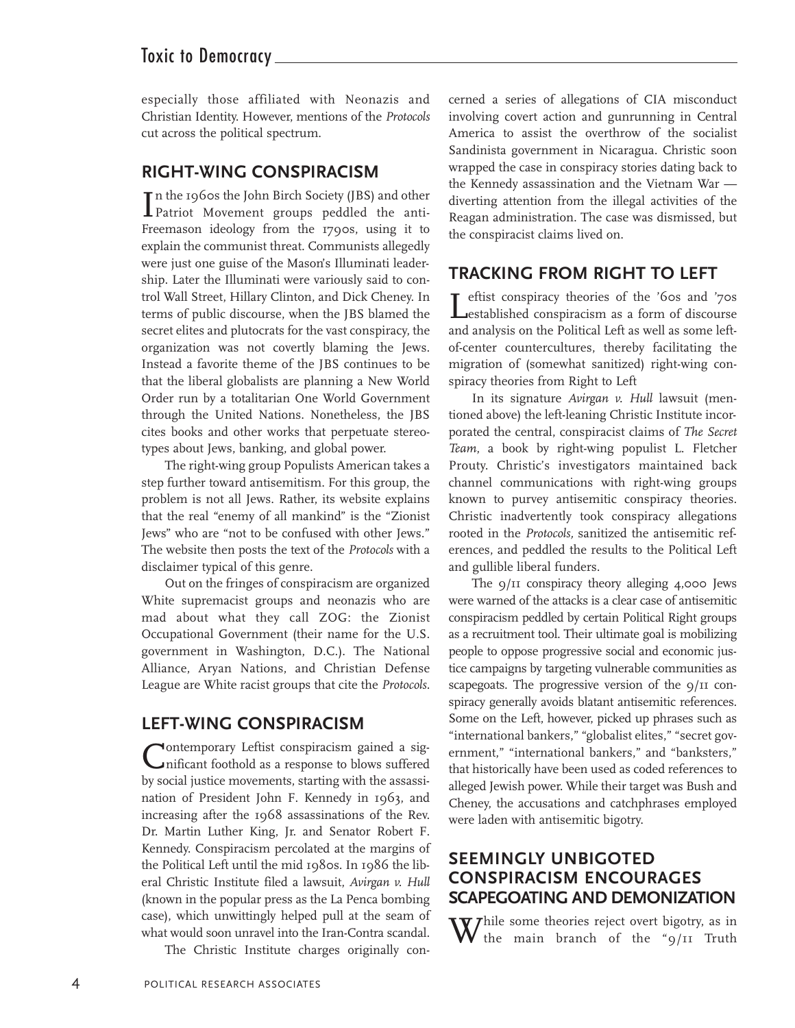especially those affiliated with Neonazis and Christian Identity. However, mentions of the *Protocols* cut across the political spectrum.

## RIGHT-WING CONSPIRACISM

In the 1960s the John Birch Society (JBS) and other Patriot Movement groups peddled the anti-Freemason ideology from the 1790s, using it to explain the communist threat. Communists allegedly were just one guise of the Mason's Illuminati leadership. Later the Illuminati were variously said to control Wall Street, Hillary Clinton, and Dick Cheney. In terms of public discourse, when the JBS blamed the secret elites and plutocrats for the vast conspiracy, the organization was not covertly blaming the Jews. Instead a favorite theme of the JBS continues to be that the liberal globalists are planning a New World Order run by a totalitarian One World Government through the United Nations. Nonetheless, the JBS cites books and other works that perpetuate stereotypes about Jews, banking, and global power.

The right-wing group Populists American takes a step further toward antisemitism. For this group, the problem is not all Jews. Rather, its website explains that the real "enemy of all mankind" is the "Zionist Jews" who are "not to be confused with other Jews." The website then posts the text of the *Protocols* with a disclaimer typical of this genre.

Out on the fringes of conspiracism are organized White supremacist groups and neonazis who are mad about what they call ZOG: the Zionist Occupational Government (their name for the U.S. government in Washington, D.C.). The National Alliance, Aryan Nations, and Christian Defense League are White racist groups that cite the *Protocols*.

## LEFT-WING CONSPIRACISM

Contemporary Leftist conspiracism gained a significant foothold as a response to blows suffered by social justice movements, starting with the assassination of President John F. Kennedy in 1963, and increasing after the 1968 assassinations of the Rev. Dr. Martin Luther King, Jr. and Senator Robert F. Kennedy. Conspiracism percolated at the margins of the Political Left until the mid 1980s. In 1986 the liberal Christic Institute filed a lawsuit, *Avirgan v. Hull* (known in the popular press as the La Penca bombing case), which unwittingly helped pull at the seam of what would soon unravel into the Iran-Contra scandal.

The Christic Institute charges originally concerned a series of allegations of CIA misconduct involving covert action and gunrunning in Central America to assist the overthrow of the socialist Sandinista government in Nicaragua. Christic soon wrapped the case in conspiracy stories dating back to the Kennedy assassination and the Vietnam War — diverting attention from the illegal activities of the Reagan administration. The case was dismissed, but the conspiracist claims lived on.

## TRACKING FROM RIGHT TO LEFT

Leftist conspiracy theories of the '60s and '70s established conspiracism as a form of discourse and analysis on the Political Left as well as some left-of-center countercultures, thereby facilitating the migration of (somewhat sanitized) right-wing conspiracy theories from Right to Left

In its signature *Avirgan v. Hull* lawsuit (mentioned above) the left-leaning Christic Institute incorporated the central, conspiracist claims of *The Secret Team*, a book by right-wing populist L. Fletcher Prouty. Christic's investigators maintained back channel communications with right-wing groups known to purvey antisemitic conspiracy theories. Christic inadvertently took conspiracy allegations rooted in the *Protocols,* sanitized the antisemitic references, and peddled the results to the Political Left and gullible liberal funders.

The 9/11 conspiracy theory alleging 4,000 Jews were warned of the attacks is a clear case of antisemitic conspiracism peddled by certain Political Right groups as a recruitment tool. Their ultimate goal is mobilizing people to oppose progressive social and economic justice campaigns by targeting vulnerable communities as scapegoats. The progressive version of the 9/11 conspiracy generally avoids blatant antisemitic references. Some on the Left, however, picked up phrases such as "international bankers," "globalist elites," "secret government," "international bankers," and "banksters," that historically have been used as coded references to alleged Jewish power. While their target was Bush and Cheney, the accusations and catchphrases employed were laden with antisemitic bigotry.

## SEEMINGLY UNBIGOTED CONSPIRACISM ENCOURAGES SCAPEGOATING AND DEMONIZATION

While some theories reject overt bigotry, as in the main branch of the "9/11 Truth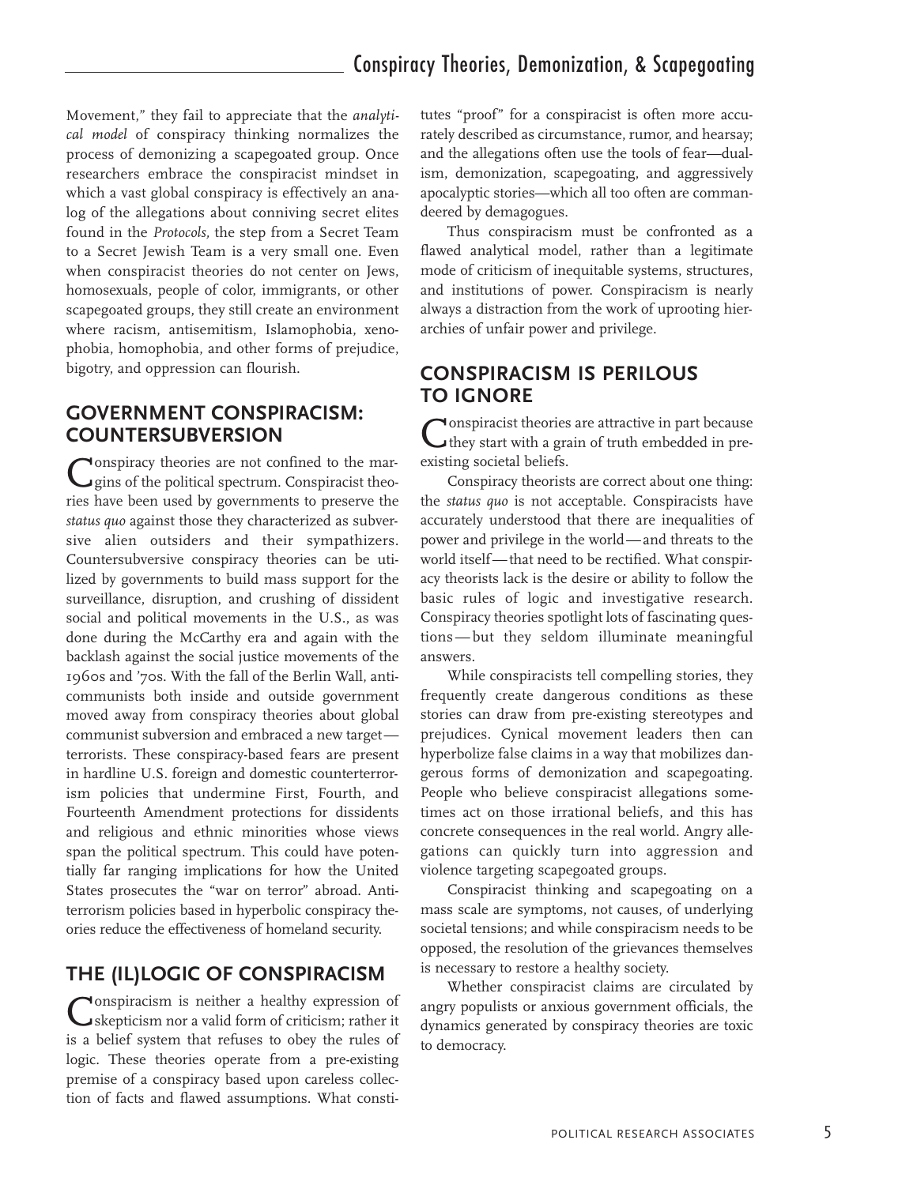Movement," they fail to appreciate that the *analytical model* of conspiracy thinking normalizes the process of demonizing a scapegoated group. Once researchers embrace the conspiracist mindset in which a vast global conspiracy is effectively an analog of the allegations about conniving secret elites found in the *Protocols,* the step from a Secret Team to a Secret Jewish Team is a very small one. Even when conspiracist theories do not center on Jews, homosexuals, people of color, immigrants, or other scapegoated groups, they still create an environment where racism, antisemitism, Islamophobia, xenophobia, homophobia, and other forms of prejudice, bigotry, and oppression can flourish.

## GOVERNMENT CONSPIRACISM: COUNTERSUBVERSION

Conspiracy theories are not confined to the margins of the political spectrum. Conspiracist theories have been used by governments to preserve the *status quo* against those they characterized as subversive alien outsiders and their sympathizers. Countersubversive conspiracy theories can be utilized by governments to build mass support for the surveillance, disruption, and crushing of dissident social and political movements in the U.S., as was done during the McCarthy era and again with the backlash against the social justice movements of the 1960s and '70s. With the fall of the Berlin Wall, anticommunists both inside and outside government moved away from conspiracy theories about global communist subversion and embraced a new target—terrorists. These conspiracy-based fears are present in hardline U.S. foreign and domestic counterterrorism policies that undermine First, Fourth, and Fourteenth Amendment protections for dissidents and religious and ethnic minorities whose views span the political spectrum. This could have potentially far ranging implications for how the United States prosecutes the "war on terror" abroad. Antiterrorism policies based in hyperbolic conspiracy theories reduce the effectiveness of homeland security.

## THE (IL)LOGIC OF CONSPIRACISM

Conspiracism is neither a healthy expression of skepticism nor a valid form of criticism; rather it is a belief system that refuses to obey the rules of logic. These theories operate from a pre-existing premise of a conspiracy based upon careless collection of facts and flawed assumptions. What constitutes "proof" for a conspiracist is often more accurately described as circumstance, rumor, and hearsay; and the allegations often use the tools of fear—dualism, demonization, scapegoating, and aggressively apocalyptic stories—which all too often are commandeered by demagogues.

Thus conspiracism must be confronted as a flawed analytical model, rather than a legitimate mode of criticism of inequitable systems, structures, and institutions of power. Conspiracism is nearly always a distraction from the work of uprooting hierarchies of unfair power and privilege.

## CONSPIRACISM IS PERILOUS TO IGNORE

Conspiracist theories are attractive in part because they start with a grain of truth embedded in pre-existing societal beliefs.

Conspiracy theorists are correct about one thing: the *status quo* is not acceptable. Conspiracists have accurately understood that there are inequalities of power and privilege in the world—and threats to the world itself—that need to be rectified. What conspiracy theorists lack is the desire or ability to follow the basic rules of logic and investigative research. Conspiracy theories spotlight lots of fascinating questions—but they seldom illuminate meaningful answers.

While conspiracists tell compelling stories, they frequently create dangerous conditions as these stories can draw from pre-existing stereotypes and prejudices. Cynical movement leaders then can hyperbolize false claims in a way that mobilizes dangerous forms of demonization and scapegoating. People who believe conspiracist allegations sometimes act on those irrational beliefs, and this has concrete consequences in the real world. Angry allegations can quickly turn into aggression and violence targeting scapegoated groups.

Conspiracist thinking and scapegoating on a mass scale are symptoms, not causes, of underlying societal tensions; and while conspiracism needs to be opposed, the resolution of the grievances themselves is necessary to restore a healthy society.

Whether conspiracist claims are circulated by angry populists or anxious government officials, the dynamics generated by conspiracy theories are toxic to democracy.